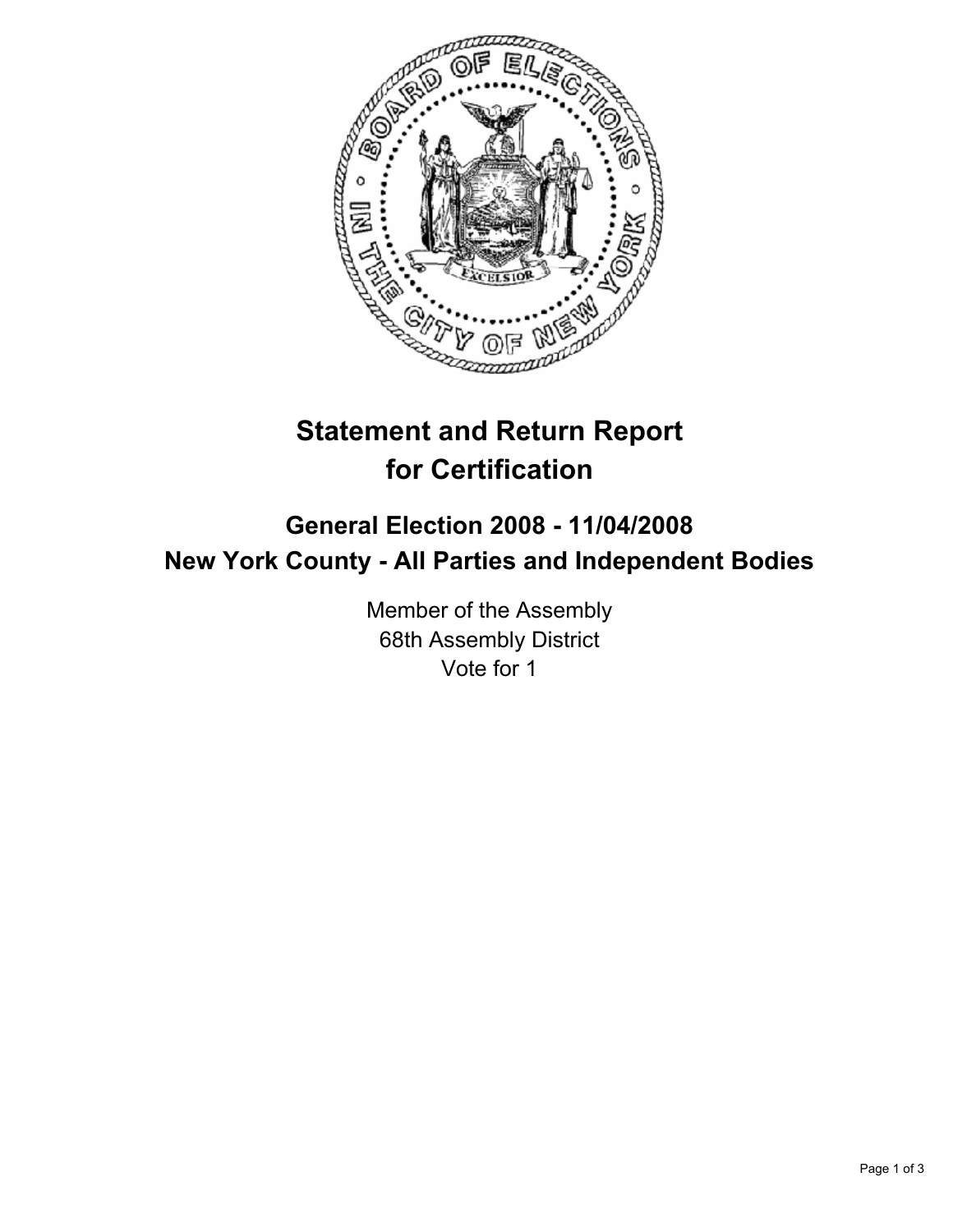# Statement and Return Report for Certification

## General Election 2008 - 11/04/2008
## New York County - All Parties and Independent Bodies

Member of the Assembly
68th Assembly District
Vote for 1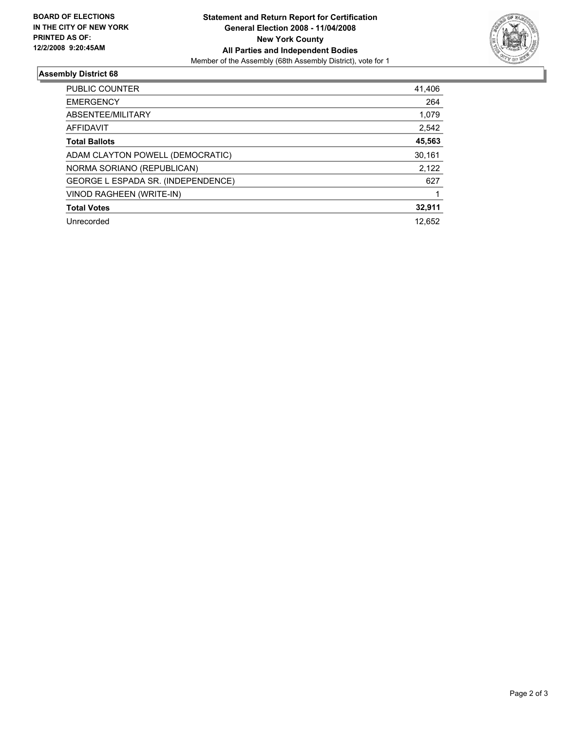**BOARD OF ELECTIONS IN THE CITY OF NEW YORK PRINTED AS OF: 12/2/2008 9:20:45AM**

**Statement and Return Report for Certification**
**General Election 2008 - 11/04/2008**
**New York County**
**All Parties and Independent Bodies**
Member of the Assembly (68th Assembly District), vote for 1

## Assembly District 68

| | |
|---|---:|
| PUBLIC COUNTER | 41,406 |
| EMERGENCY | 264 |
| ABSENTEE/MILITARY | 1,079 |
| AFFIDAVIT | 2,542 |
| **Total Ballots** | **45,563** |
| ADAM CLAYTON POWELL (DEMOCRATIC) | 30,161 |
| NORMA SORIANO (REPUBLICAN) | 2,122 |
| GEORGE L ESPADA SR. (INDEPENDENCE) | 627 |
| VINOD RAGHEEN (WRITE-IN) | 1 |
| **Total Votes** | **32,911** |
| Unrecorded | 12,652 |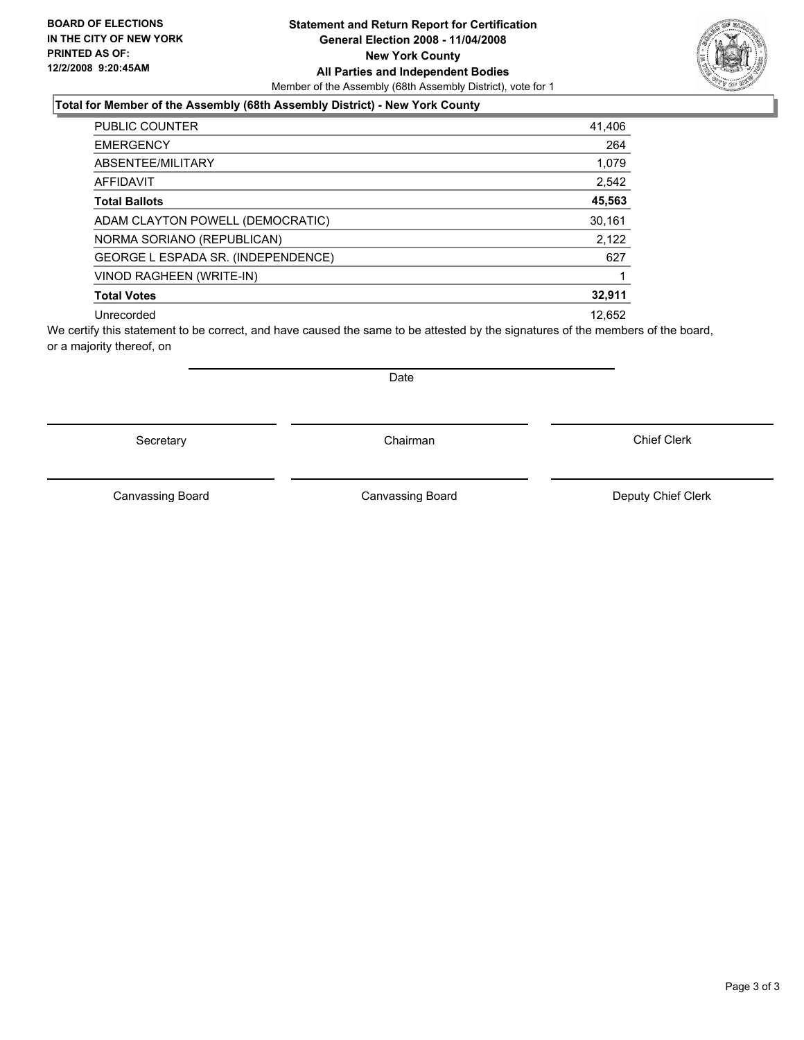**BOARD OF ELECTIONS IN THE CITY OF NEW YORK**
**PRINTED AS OF:**
**12/2/2008 9:20:45AM**

**Statement and Return Report for Certification**
**General Election 2008 - 11/04/2008**
**New York County**
**All Parties and Independent Bodies**
Member of the Assembly (68th Assembly District), vote for 1

### Total for Member of the Assembly (68th Assembly District) - New York County

| | |
|---|---|
| PUBLIC COUNTER | 41,406 |
| EMERGENCY | 264 |
| ABSENTEE/MILITARY | 1,079 |
| AFFIDAVIT | 2,542 |
| **Total Ballots** | **45,563** |
| ADAM CLAYTON POWELL (DEMOCRATIC) | 30,161 |
| NORMA SORIANO (REPUBLICAN) | 2,122 |
| GEORGE L ESPADA SR. (INDEPENDENCE) | 627 |
| VINOD RAGHEEN (WRITE-IN) | 1 |
| **Total Votes** | **32,911** |
| Unrecorded | 12,652 |

We certify this statement to be correct, and have caused the same to be attested by the signatures of the members of the board, or a majority thereof, on

Date

Secretary

Chairman

Chief Clerk

Canvassing Board

Canvassing Board

Deputy Chief Clerk